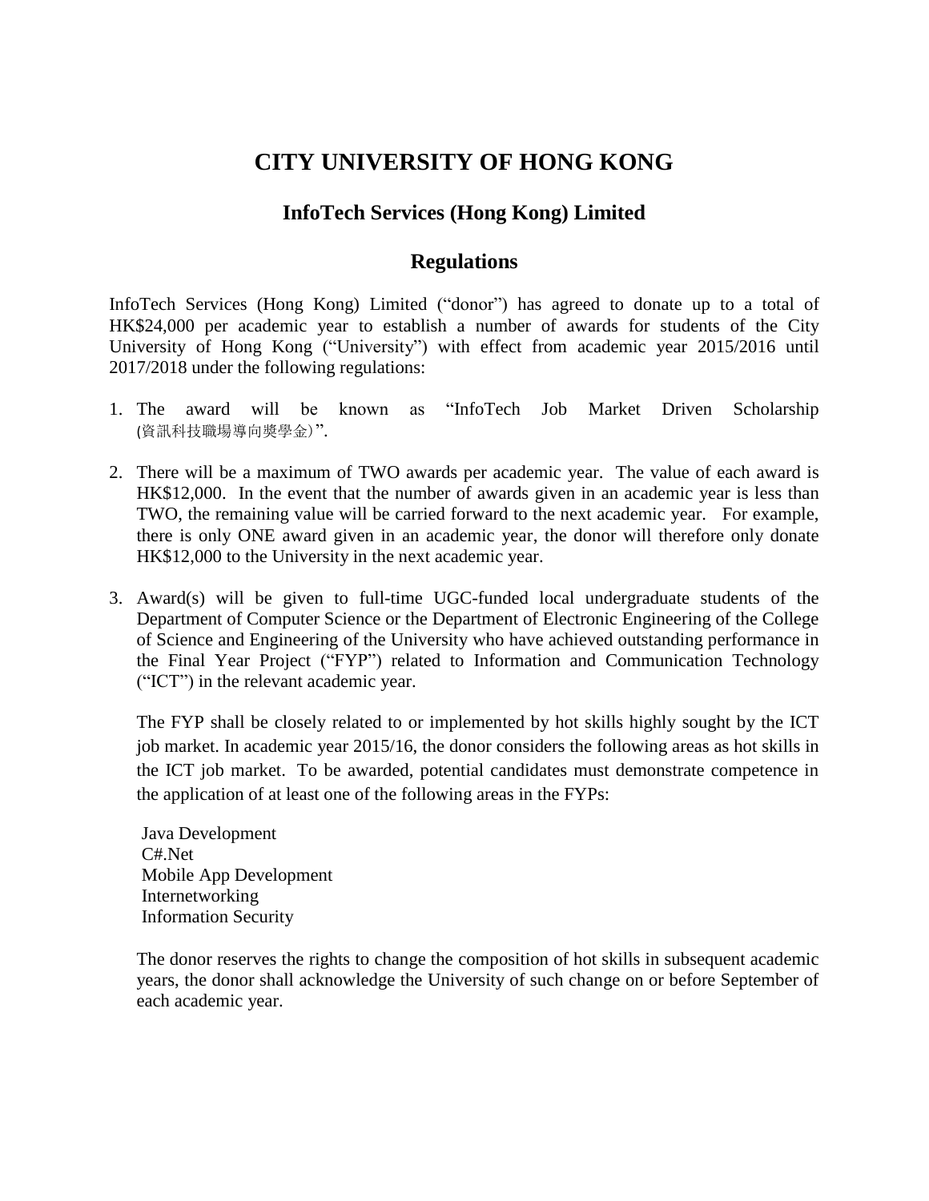# CITY UNIVERSITY OF HONG KONG

## InfoTech Services (Hong Kong) Limited

## Regulations

InfoTech Services (Hong Kong) Limited ("donor") has agreed to donate up to a total of HK$24,000 per academic year to establish a number of awards for students of the City University of Hong Kong ("University") with effect from academic year 2015/2016 until 2017/2018 under the following regulations:

1. The award will be known as "InfoTech Job Market Driven Scholarship (資訊科技職場導向獎學金)".

2. There will be a maximum of TWO awards per academic year. The value of each award is HK$12,000. In the event that the number of awards given in an academic year is less than TWO, the remaining value will be carried forward to the next academic year. For example, there is only ONE award given in an academic year, the donor will therefore only donate HK$12,000 to the University in the next academic year.

3. Award(s) will be given to full-time UGC-funded local undergraduate students of the Department of Computer Science or the Department of Electronic Engineering of the College of Science and Engineering of the University who have achieved outstanding performance in the Final Year Project ("FYP") related to Information and Communication Technology ("ICT") in the relevant academic year.

   The FYP shall be closely related to or implemented by hot skills highly sought by the ICT job market. In academic year 2015/16, the donor considers the following areas as hot skills in the ICT job market. To be awarded, potential candidates must demonstrate competence in the application of at least one of the following areas in the FYPs:

   Java Development
   C#.Net
   Mobile App Development
   Internetworking
   Information Security

   The donor reserves the rights to change the composition of hot skills in subsequent academic years, the donor shall acknowledge the University of such change on or before September of each academic year.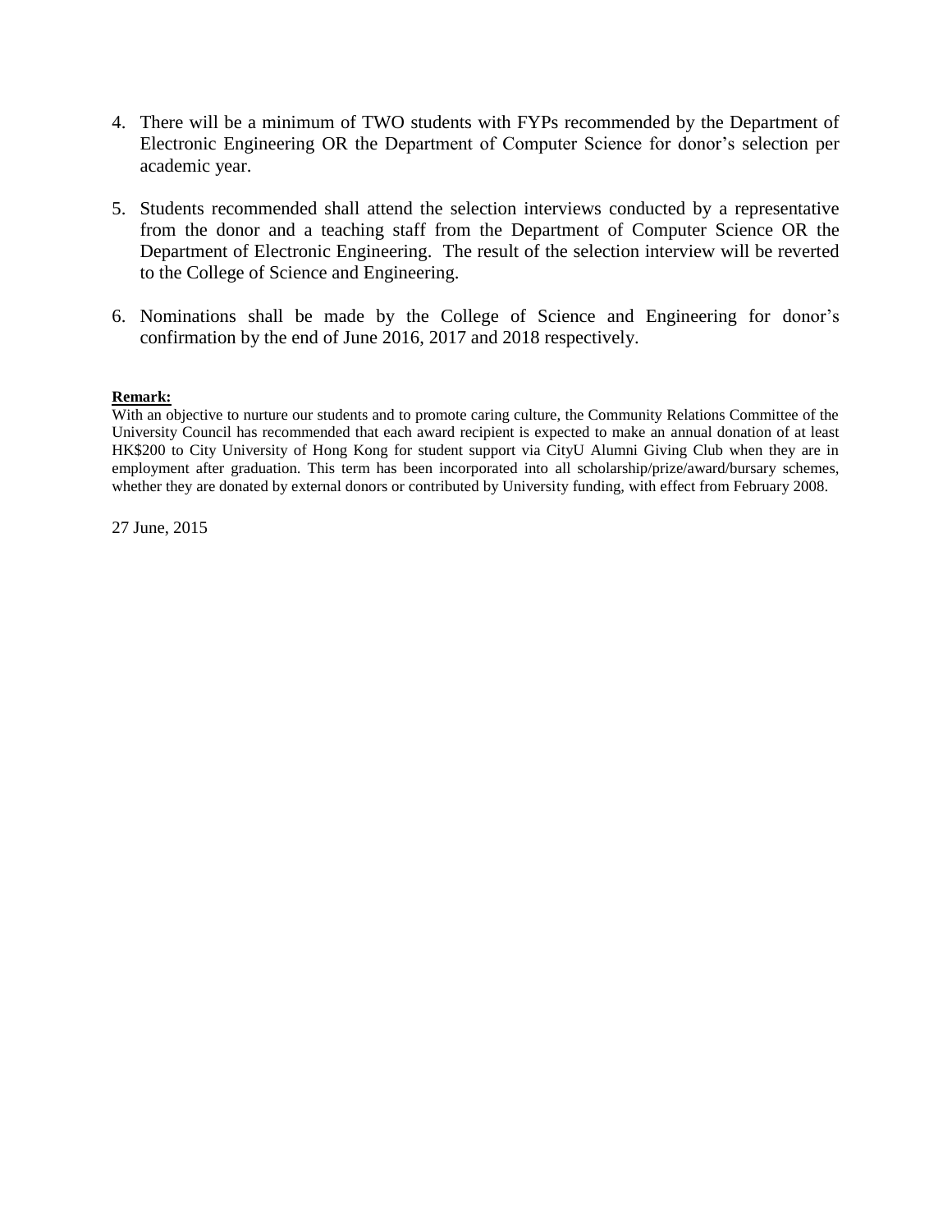4. There will be a minimum of TWO students with FYPs recommended by the Department of Electronic Engineering OR the Department of Computer Science for donor's selection per academic year.

5. Students recommended shall attend the selection interviews conducted by a representative from the donor and a teaching staff from the Department of Computer Science OR the Department of Electronic Engineering. The result of the selection interview will be reverted to the College of Science and Engineering.

6. Nominations shall be made by the College of Science and Engineering for donor's confirmation by the end of June 2016, 2017 and 2018 respectively.

**Remark:**

With an objective to nurture our students and to promote caring culture, the Community Relations Committee of the University Council has recommended that each award recipient is expected to make an annual donation of at least HK$200 to City University of Hong Kong for student support via CityU Alumni Giving Club when they are in employment after graduation. This term has been incorporated into all scholarship/prize/award/bursary schemes, whether they are donated by external donors or contributed by University funding, with effect from February 2008.

27 June, 2015